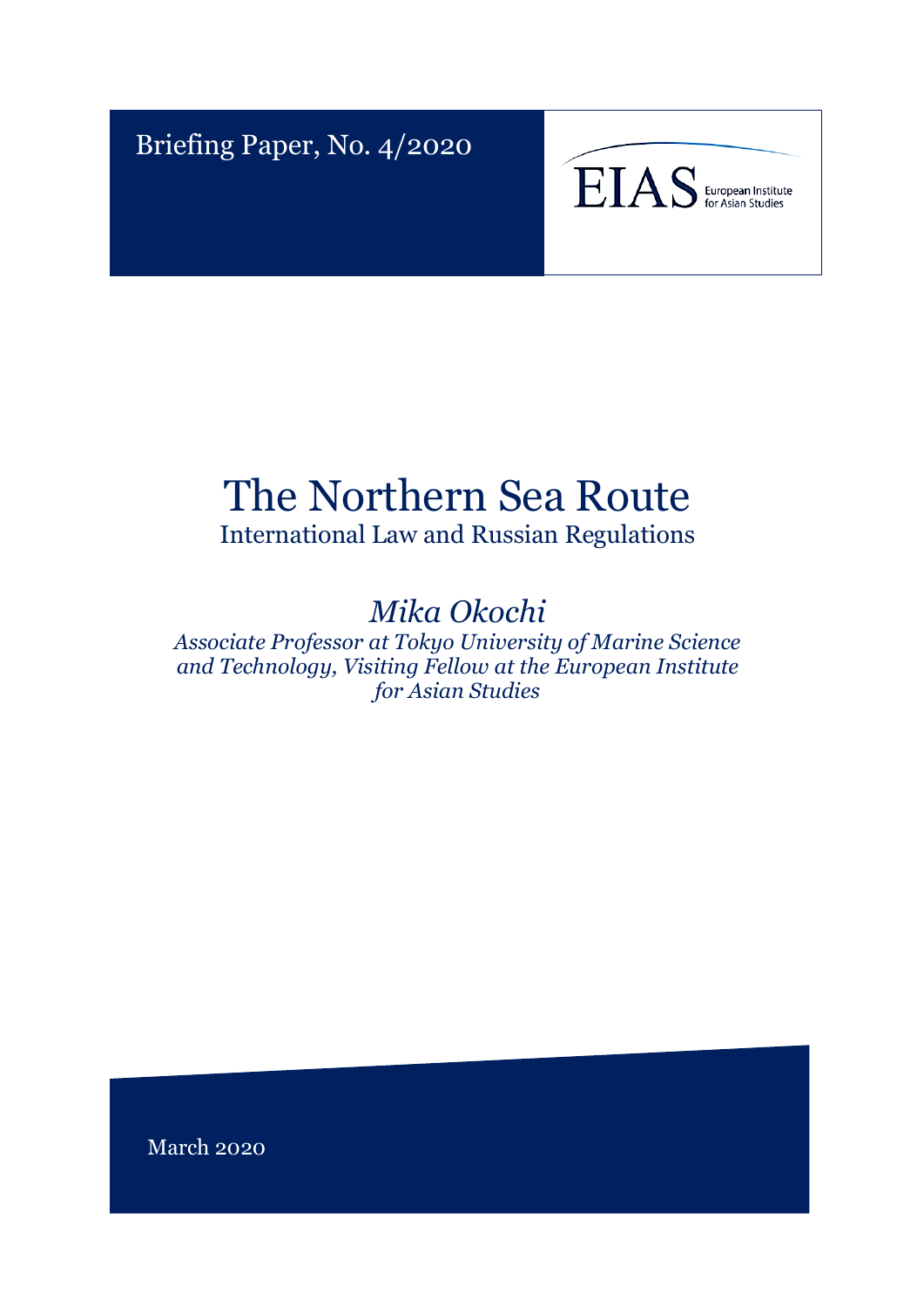Briefing Paper, No. 4/2020

EIAS European Institute for Asian Studies

# The Northern Sea Route

## International Law and Russian Regulations

### *Mika Okochi*

*Associate Professor at Tokyo University of Marine Science and Technology, Visiting Fellow at the European Institute for Asian Studies*

March 2020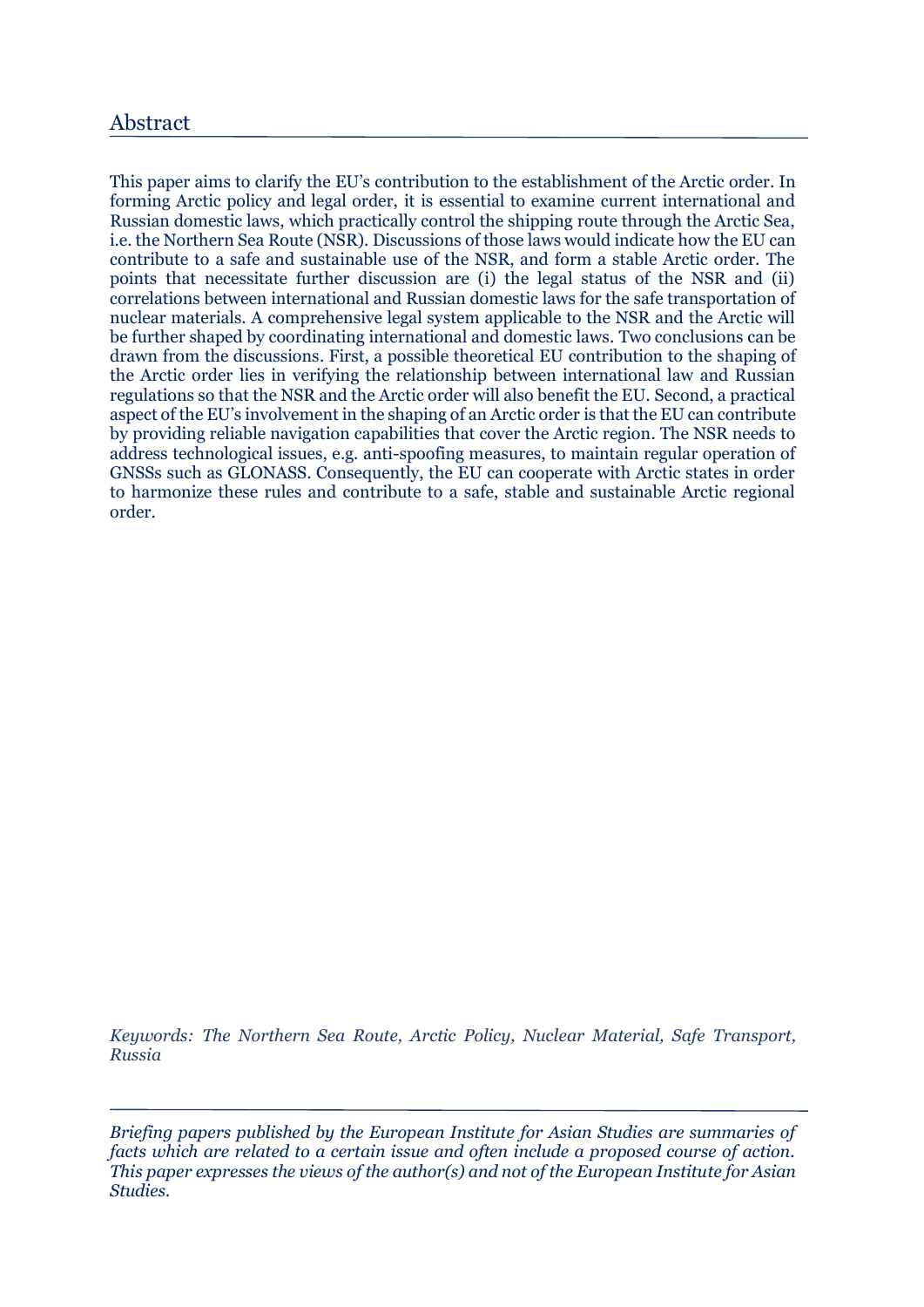## Abstract

This paper aims to clarify the EU's contribution to the establishment of the Arctic order. In forming Arctic policy and legal order, it is essential to examine current international and Russian domestic laws, which practically control the shipping route through the Arctic Sea, i.e. the Northern Sea Route (NSR). Discussions of those laws would indicate how the EU can contribute to a safe and sustainable use of the NSR, and form a stable Arctic order. The points that necessitate further discussion are (i) the legal status of the NSR and (ii) correlations between international and Russian domestic laws for the safe transportation of nuclear materials. A comprehensive legal system applicable to the NSR and the Arctic will be further shaped by coordinating international and domestic laws. Two conclusions can be drawn from the discussions. First, a possible theoretical EU contribution to the shaping of the Arctic order lies in verifying the relationship between international law and Russian regulations so that the NSR and the Arctic order will also benefit the EU. Second, a practical aspect of the EU's involvement in the shaping of an Arctic order is that the EU can contribute by providing reliable navigation capabilities that cover the Arctic region. The NSR needs to address technological issues, e.g. anti-spoofing measures, to maintain regular operation of GNSSs such as GLONASS. Consequently, the EU can cooperate with Arctic states in order to harmonize these rules and contribute to a safe, stable and sustainable Arctic regional order.

*Keywords: The Northern Sea Route, Arctic Policy, Nuclear Material, Safe Transport, Russia*

---

*Briefing papers published by the European Institute for Asian Studies are summaries of facts which are related to a certain issue and often include a proposed course of action. This paper expresses the views of the author(s) and not of the European Institute for Asian Studies.*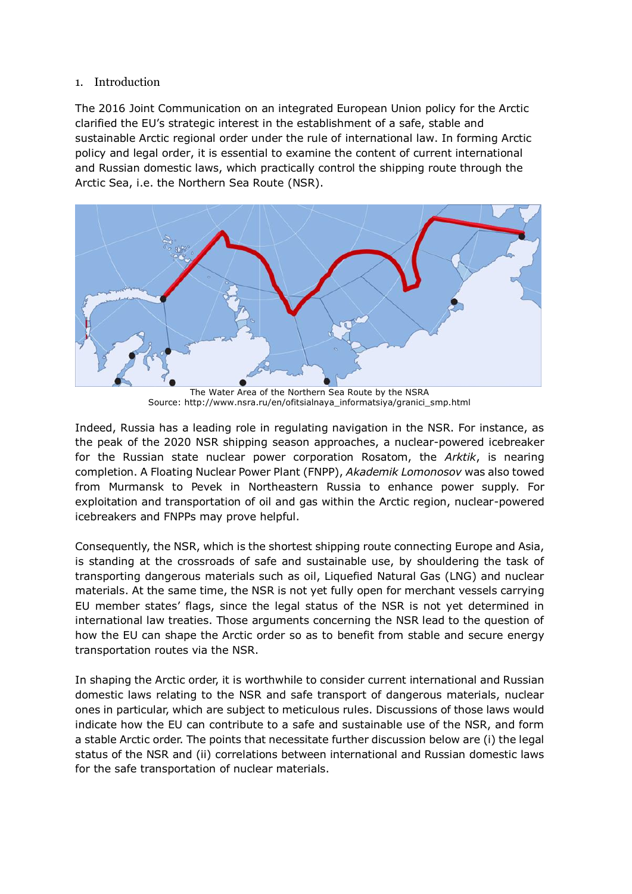## 1. Introduction

The 2016 Joint Communication on an integrated European Union policy for the Arctic clarified the EU's strategic interest in the establishment of a safe, stable and sustainable Arctic regional order under the rule of international law. In forming Arctic policy and legal order, it is essential to examine the content of current international and Russian domestic laws, which practically control the shipping route through the Arctic Sea, i.e. the Northern Sea Route (NSR).

The Water Area of the Northern Sea Route by the NSRA
Source: http://www.nsra.ru/en/ofitsialnaya_informatsiya/granici_smp.html

Indeed, Russia has a leading role in regulating navigation in the NSR. For instance, as the peak of the 2020 NSR shipping season approaches, a nuclear-powered icebreaker for the Russian state nuclear power corporation Rosatom, the *Arktik*, is nearing completion. A Floating Nuclear Power Plant (FNPP), *Akademik Lomonosov* was also towed from Murmansk to Pevek in Northeastern Russia to enhance power supply. For exploitation and transportation of oil and gas within the Arctic region, nuclear-powered icebreakers and FNPPs may prove helpful.

Consequently, the NSR, which is the shortest shipping route connecting Europe and Asia, is standing at the crossroads of safe and sustainable use, by shouldering the task of transporting dangerous materials such as oil, Liquefied Natural Gas (LNG) and nuclear materials. At the same time, the NSR is not yet fully open for merchant vessels carrying EU member states' flags, since the legal status of the NSR is not yet determined in international law treaties. Those arguments concerning the NSR lead to the question of how the EU can shape the Arctic order so as to benefit from stable and secure energy transportation routes via the NSR.

In shaping the Arctic order, it is worthwhile to consider current international and Russian domestic laws relating to the NSR and safe transport of dangerous materials, nuclear ones in particular, which are subject to meticulous rules. Discussions of those laws would indicate how the EU can contribute to a safe and sustainable use of the NSR, and form a stable Arctic order. The points that necessitate further discussion below are (i) the legal status of the NSR and (ii) correlations between international and Russian domestic laws for the safe transportation of nuclear materials.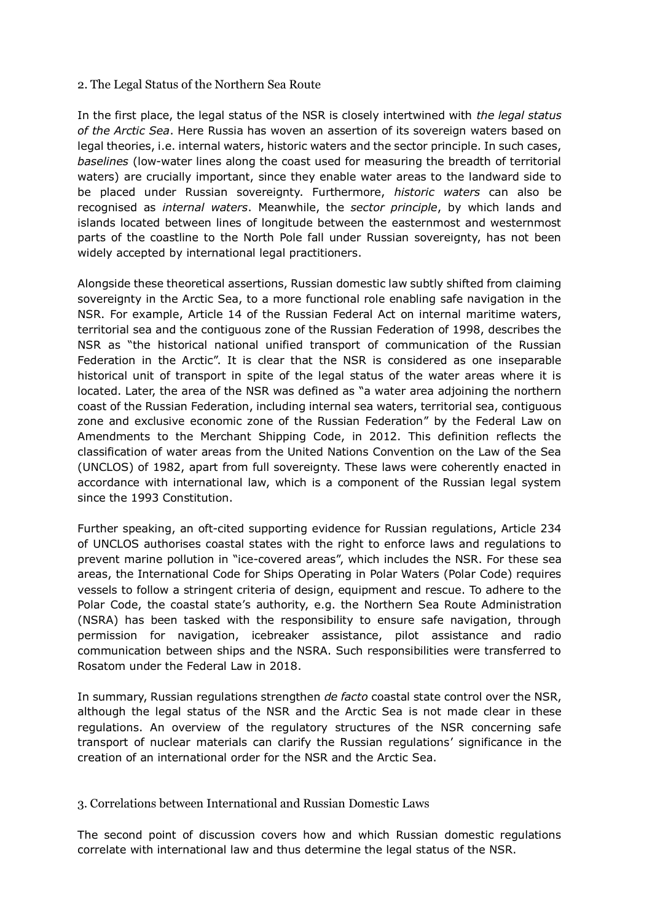## 2. The Legal Status of the Northern Sea Route

In the first place, the legal status of the NSR is closely intertwined with *the legal status of the Arctic Sea*. Here Russia has woven an assertion of its sovereign waters based on legal theories, i.e. internal waters, historic waters and the sector principle. In such cases, *baselines* (low-water lines along the coast used for measuring the breadth of territorial waters) are crucially important, since they enable water areas to the landward side to be placed under Russian sovereignty. Furthermore, *historic waters* can also be recognised as *internal waters*. Meanwhile, the *sector principle*, by which lands and islands located between lines of longitude between the easternmost and westernmost parts of the coastline to the North Pole fall under Russian sovereignty, has not been widely accepted by international legal practitioners.

Alongside these theoretical assertions, Russian domestic law subtly shifted from claiming sovereignty in the Arctic Sea, to a more functional role enabling safe navigation in the NSR. For example, Article 14 of the Russian Federal Act on internal maritime waters, territorial sea and the contiguous zone of the Russian Federation of 1998, describes the NSR as "the historical national unified transport of communication of the Russian Federation in the Arctic". It is clear that the NSR is considered as one inseparable historical unit of transport in spite of the legal status of the water areas where it is located. Later, the area of the NSR was defined as "a water area adjoining the northern coast of the Russian Federation, including internal sea waters, territorial sea, contiguous zone and exclusive economic zone of the Russian Federation" by the Federal Law on Amendments to the Merchant Shipping Code, in 2012. This definition reflects the classification of water areas from the United Nations Convention on the Law of the Sea (UNCLOS) of 1982, apart from full sovereignty. These laws were coherently enacted in accordance with international law, which is a component of the Russian legal system since the 1993 Constitution.

Further speaking, an oft-cited supporting evidence for Russian regulations, Article 234 of UNCLOS authorises coastal states with the right to enforce laws and regulations to prevent marine pollution in "ice-covered areas", which includes the NSR. For these sea areas, the International Code for Ships Operating in Polar Waters (Polar Code) requires vessels to follow a stringent criteria of design, equipment and rescue. To adhere to the Polar Code, the coastal state's authority, e.g. the Northern Sea Route Administration (NSRA) has been tasked with the responsibility to ensure safe navigation, through permission for navigation, icebreaker assistance, pilot assistance and radio communication between ships and the NSRA. Such responsibilities were transferred to Rosatom under the Federal Law in 2018.

In summary, Russian regulations strengthen *de facto* coastal state control over the NSR, although the legal status of the NSR and the Arctic Sea is not made clear in these regulations. An overview of the regulatory structures of the NSR concerning safe transport of nuclear materials can clarify the Russian regulations' significance in the creation of an international order for the NSR and the Arctic Sea.

## 3. Correlations between International and Russian Domestic Laws

The second point of discussion covers how and which Russian domestic regulations correlate with international law and thus determine the legal status of the NSR.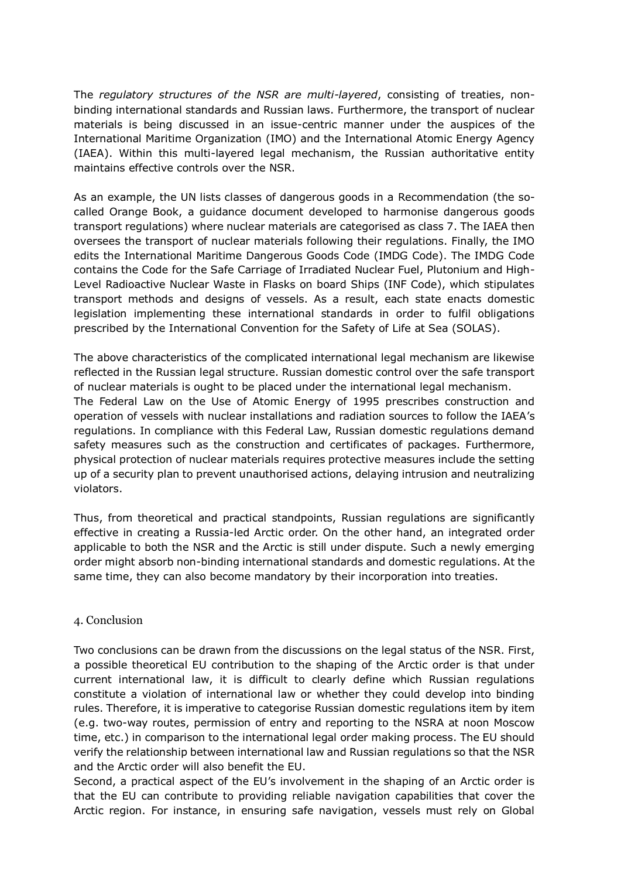The *regulatory structures of the NSR are multi-layered*, consisting of treaties, non-binding international standards and Russian laws. Furthermore, the transport of nuclear materials is being discussed in an issue-centric manner under the auspices of the International Maritime Organization (IMO) and the International Atomic Energy Agency (IAEA). Within this multi-layered legal mechanism, the Russian authoritative entity maintains effective controls over the NSR.

As an example, the UN lists classes of dangerous goods in a Recommendation (the so-called Orange Book, a guidance document developed to harmonise dangerous goods transport regulations) where nuclear materials are categorised as class 7. The IAEA then oversees the transport of nuclear materials following their regulations. Finally, the IMO edits the International Maritime Dangerous Goods Code (IMDG Code). The IMDG Code contains the Code for the Safe Carriage of Irradiated Nuclear Fuel, Plutonium and High-Level Radioactive Nuclear Waste in Flasks on board Ships (INF Code), which stipulates transport methods and designs of vessels. As a result, each state enacts domestic legislation implementing these international standards in order to fulfil obligations prescribed by the International Convention for the Safety of Life at Sea (SOLAS).

The above characteristics of the complicated international legal mechanism are likewise reflected in the Russian legal structure. Russian domestic control over the safe transport of nuclear materials is ought to be placed under the international legal mechanism.
The Federal Law on the Use of Atomic Energy of 1995 prescribes construction and operation of vessels with nuclear installations and radiation sources to follow the IAEA's regulations. In compliance with this Federal Law, Russian domestic regulations demand safety measures such as the construction and certificates of packages. Furthermore, physical protection of nuclear materials requires protective measures include the setting up of a security plan to prevent unauthorised actions, delaying intrusion and neutralizing violators.

Thus, from theoretical and practical standpoints, Russian regulations are significantly effective in creating a Russia-led Arctic order. On the other hand, an integrated order applicable to both the NSR and the Arctic is still under dispute. Such a newly emerging order might absorb non-binding international standards and domestic regulations. At the same time, they can also become mandatory by their incorporation into treaties.

## 4. Conclusion

Two conclusions can be drawn from the discussions on the legal status of the NSR. First, a possible theoretical EU contribution to the shaping of the Arctic order is that under current international law, it is difficult to clearly define which Russian regulations constitute a violation of international law or whether they could develop into binding rules. Therefore, it is imperative to categorise Russian domestic regulations item by item (e.g. two-way routes, permission of entry and reporting to the NSRA at noon Moscow time, etc.) in comparison to the international legal order making process. The EU should verify the relationship between international law and Russian regulations so that the NSR and the Arctic order will also benefit the EU.
Second, a practical aspect of the EU's involvement in the shaping of an Arctic order is that the EU can contribute to providing reliable navigation capabilities that cover the Arctic region. For instance, in ensuring safe navigation, vessels must rely on Global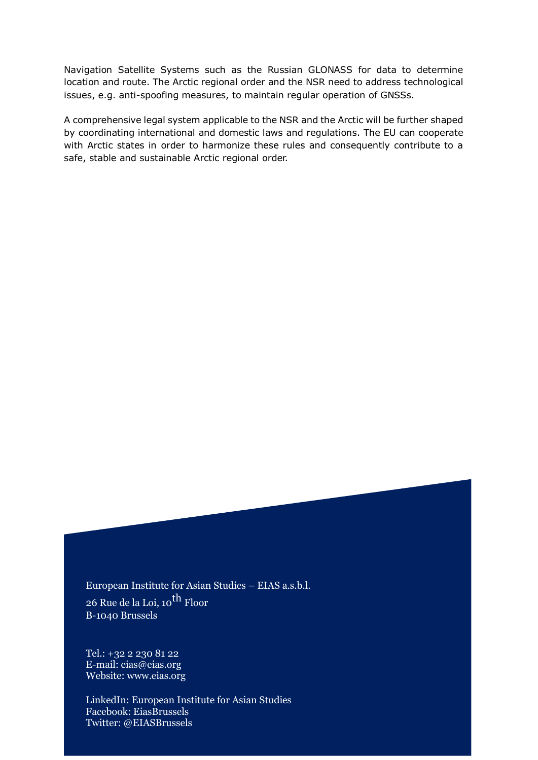Navigation Satellite Systems such as the Russian GLONASS for data to determine location and route. The Arctic regional order and the NSR need to address technological issues, e.g. anti-spoofing measures, to maintain regular operation of GNSSs.

A comprehensive legal system applicable to the NSR and the Arctic will be further shaped by coordinating international and domestic laws and regulations. The EU can cooperate with Arctic states in order to harmonize these rules and consequently contribute to a safe, stable and sustainable Arctic regional order.

European Institute for Asian Studies – EIAS a.s.b.l.
26 Rue de la Loi, 10th Floor
B-1040 Brussels

Tel.: +32 2 230 81 22
E-mail: eias@eias.org
Website: www.eias.org

LinkedIn: European Institute for Asian Studies
Facebook: EiasBrussels
Twitter: @EIASBrussels